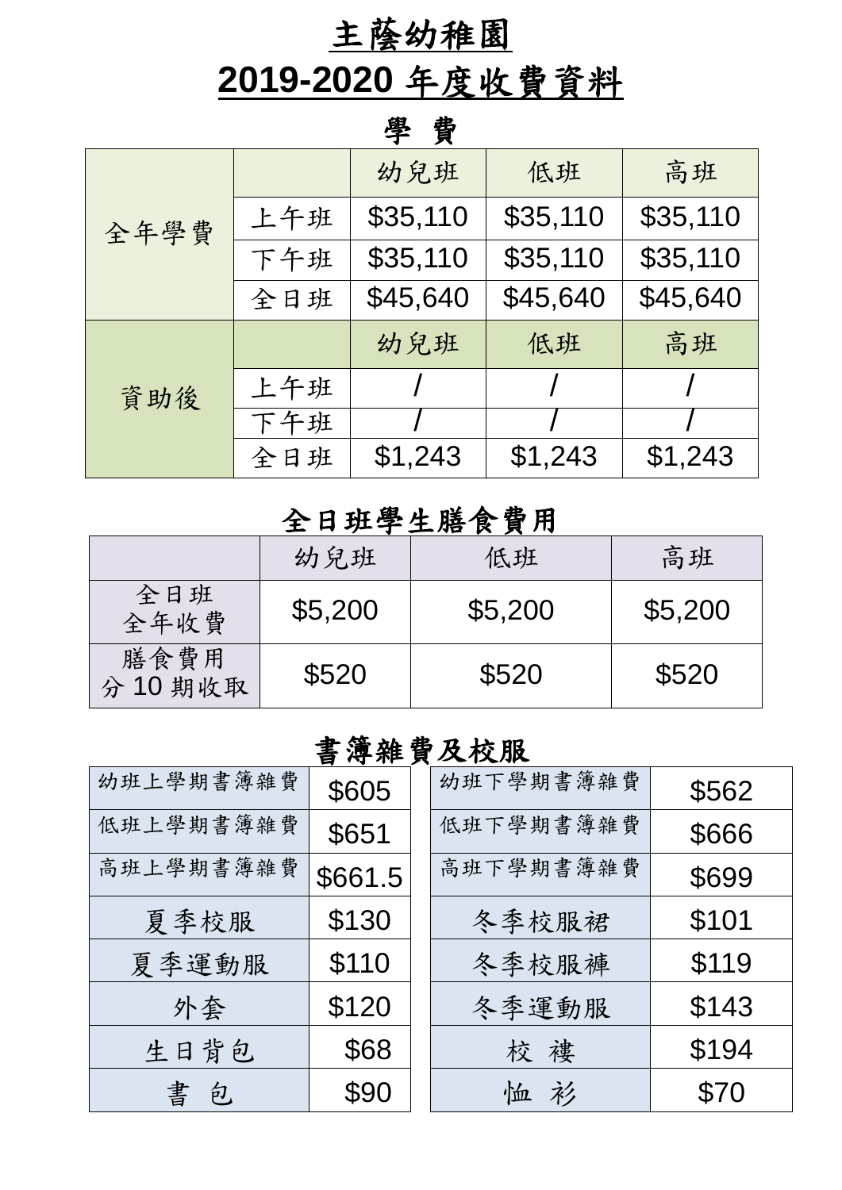# 主蔭幼稚園

# 2019-2020 年度收費資料

## 學 費

| | | 幼兒班 | 低班 | 高班 |
|---|---|---|---|---|
| 全年學費 | 上午班 | $35,110 | $35,110 | $35,110 |
| | 下午班 | $35,110 | $35,110 | $35,110 |
| | 全日班 | $45,640 | $45,640 | $45,640 |
| | | 幼兒班 | 低班 | 高班 |
| 資助後 | 上午班 | / | / | / |
| | 下午班 | / | / | / |
| | 全日班 | $1,243 | $1,243 | $1,243 |

## 全日班學生膳食費用

| | 幼兒班 | 低班 | 高班 |
|---|---|---|---|
| 全日班<br>全年收費 | $5,200 | $5,200 | $5,200 |
| 膳食費用<br>分 10 期收取 | $520 | $520 | $520 |

## 書簿雜費及校服

| 項目 | 費用 | 項目 | 費用 |
|---|---|---|---|
| 幼班上學期書簿雜費 | $605 | 幼班下學期書簿雜費 | $562 |
| 低班上學期書簿雜費 | $651 | 低班下學期書簿雜費 | $666 |
| 高班上學期書簿雜費 | $661.5 | 高班下學期書簿雜費 | $699 |
| 夏季校服 | $130 | 冬季校服裙 | $101 |
| 夏季運動服 | $110 | 冬季校服褲 | $119 |
| 外套 | $120 | 冬季運動服 | $143 |
| 生日背包 | $68 | 校 褸 | $194 |
| 書 包 | $90 | 恤 衫 | $70 |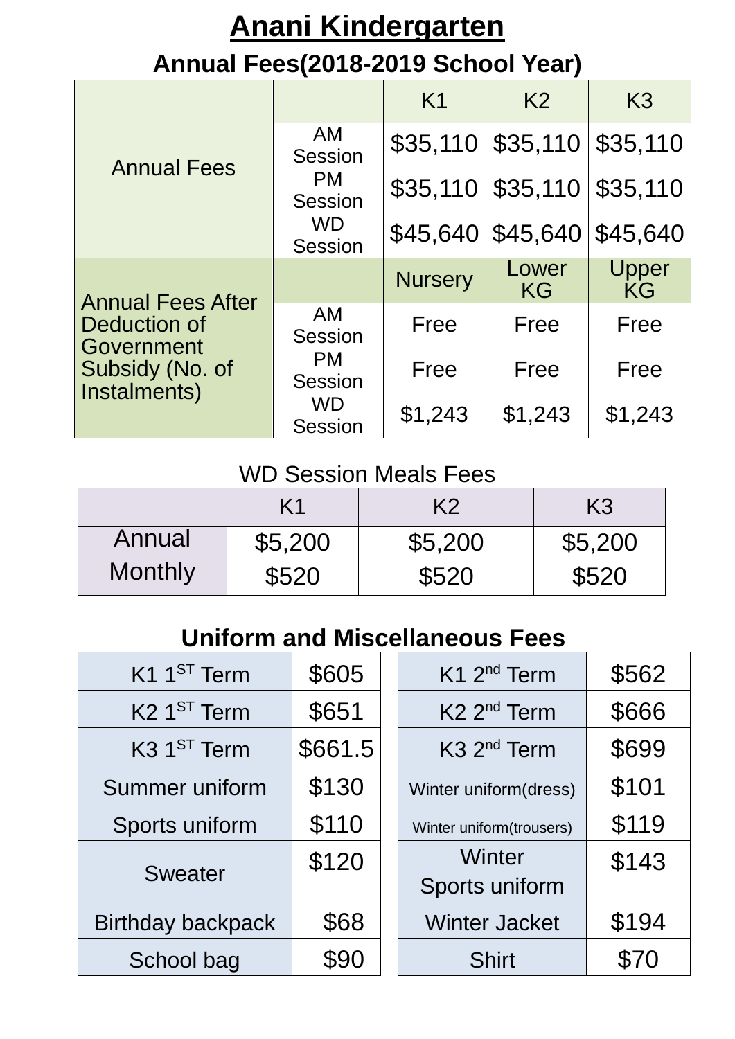# Anani Kindergarten

## Annual Fees(2018-2019 School Year)

| | | K1 | K2 | K3 |
|---|---|---|---|---|
| Annual Fees | AM Session | $35,110 | $35,110 | $35,110 |
| | PM Session | $35,110 | $35,110 | $35,110 |
| | WD Session | $45,640 | $45,640 | $45,640 |
| Annual Fees After Deduction of Government Subsidy (No. of Instalments) | | Nursery | Lower KG | Upper KG |
| | AM Session | Free | Free | Free |
| | PM Session | Free | Free | Free |
| | WD Session | $1,243 | $1,243 | $1,243 |

WD Session Meals Fees

| | K1 | K2 | K3 |
|---|---|---|---|
| Annual | $5,200 | $5,200 | $5,200 |
| Monthly | $520 | $520 | $520 |

## Uniform and Miscellaneous Fees

| | | | |
|---|---|---|---|
| K1 1ST Term | $605 | K1 2nd Term | $562 |
| K2 1ST Term | $651 | K2 2nd Term | $666 |
| K3 1ST Term | $661.5 | K3 2nd Term | $699 |
| Summer uniform | $130 | Winter uniform(dress) | $101 |
| Sports uniform | $110 | Winter uniform(trousers) | $119 |
| Sweater | $120 | Winter Sports uniform | $143 |
| Birthday backpack | $68 | Winter Jacket | $194 |
| School bag | $90 | Shirt | $70 |